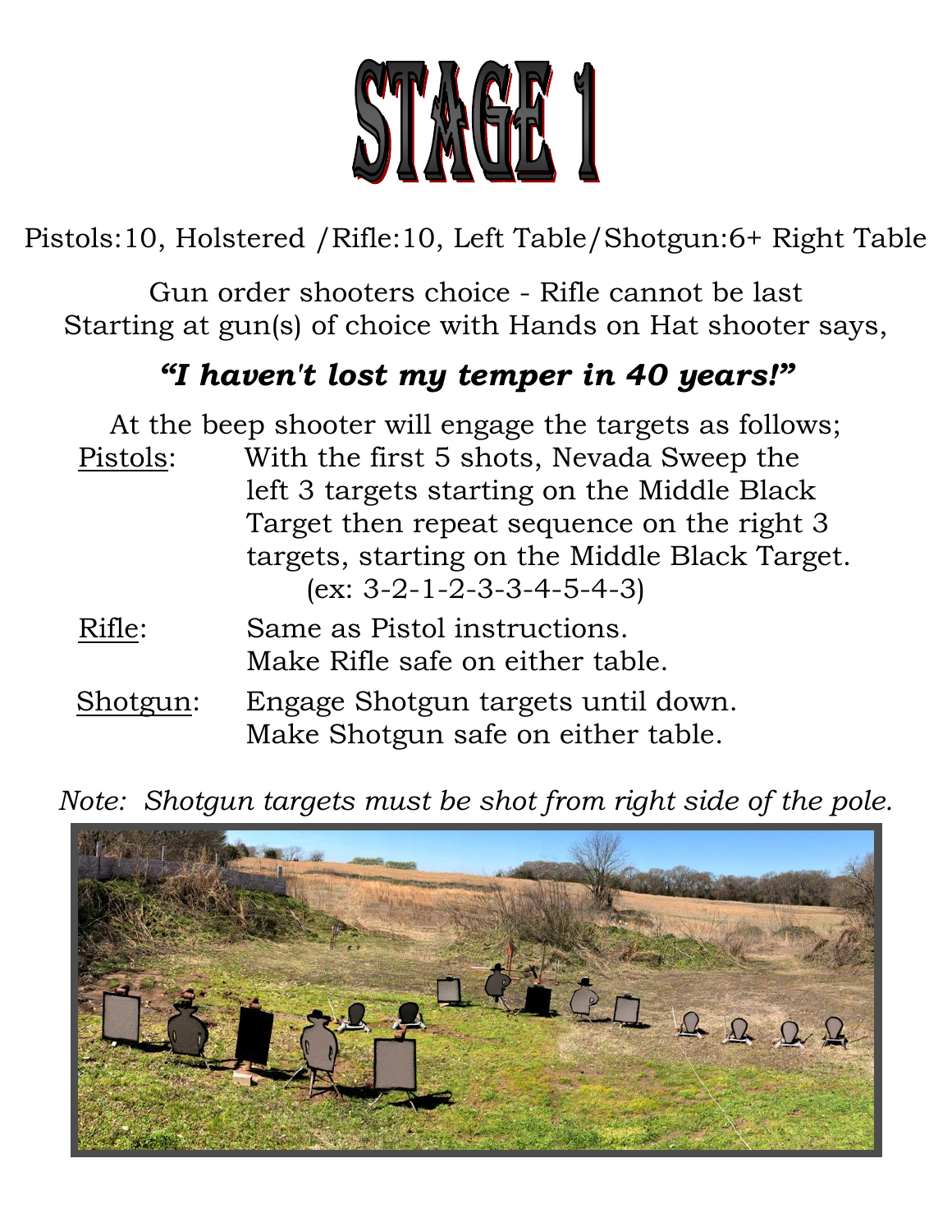# STAGE 1

Pistols:10, Holstered /Rifle:10, Left Table/Shotgun:6+ Right Table

Gun order shooters choice - Rifle cannot be last
Starting at gun(s) of choice with Hands on Hat shooter says,

***"I haven't lost my temper in 40 years!"***

At the beep shooter will engage the targets as follows;

<u>Pistols</u>: With the first 5 shots, Nevada Sweep the left 3 targets starting on the Middle Black Target then repeat sequence on the right 3 targets, starting on the Middle Black Target.
(ex: 3-2-1-2-3-3-4-5-4-3)

<u>Rifle</u>: Same as Pistol instructions.
Make Rifle safe on either table.

<u>Shotgun</u>: Engage Shotgun targets until down.
Make Shotgun safe on either table.

*Note: Shotgun targets must be shot from right side of the pole.*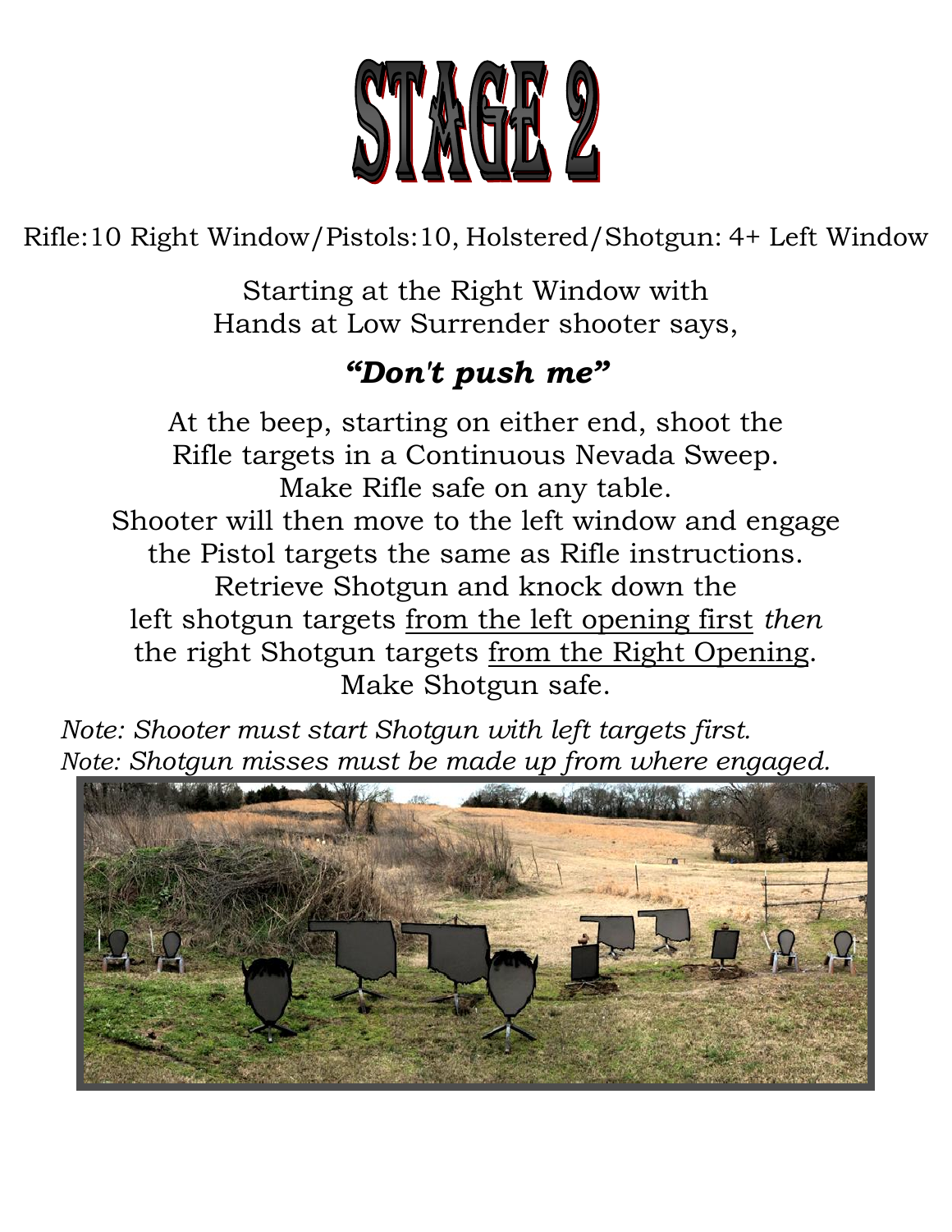# STAGE 2

Rifle:10 Right Window/Pistols:10, Holstered/Shotgun: 4+ Left Window

Starting at the Right Window with
Hands at Low Surrender shooter says,

***"Don't push me"***

At the beep, starting on either end, shoot the
Rifle targets in a Continuous Nevada Sweep.
Make Rifle safe on any table.
Shooter will then move to the left window and engage
the Pistol targets the same as Rifle instructions.
Retrieve Shotgun and knock down the
left shotgun targets <u>from the left opening first</u> *then*
the right Shotgun targets <u>from the Right Opening</u>.
Make Shotgun safe.

*Note: Shooter must start Shotgun with left targets first.*
*Note: Shotgun misses must be made up from where engaged.*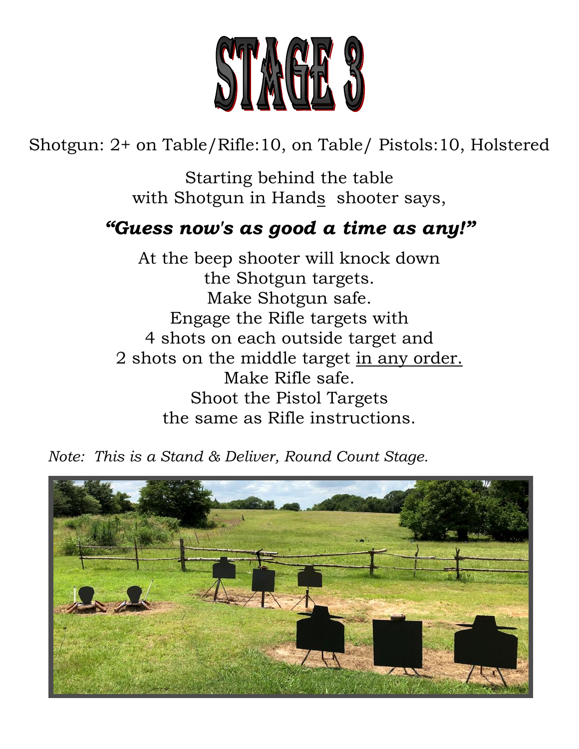# STAGE 3

Shotgun: 2+ on Table/Rifle:10, on Table/ Pistols:10, Holstered

Starting behind the table
with Shotgun in Hands shooter says,

***"Guess now's as good a time as any!"***

At the beep shooter will knock down
the Shotgun targets.
Make Shotgun safe.
Engage the Rifle targets with
4 shots on each outside target and
2 shots on the middle target in any order.
Make Rifle safe.
Shoot the Pistol Targets
the same as Rifle instructions.

*Note: This is a Stand & Deliver, Round Count Stage.*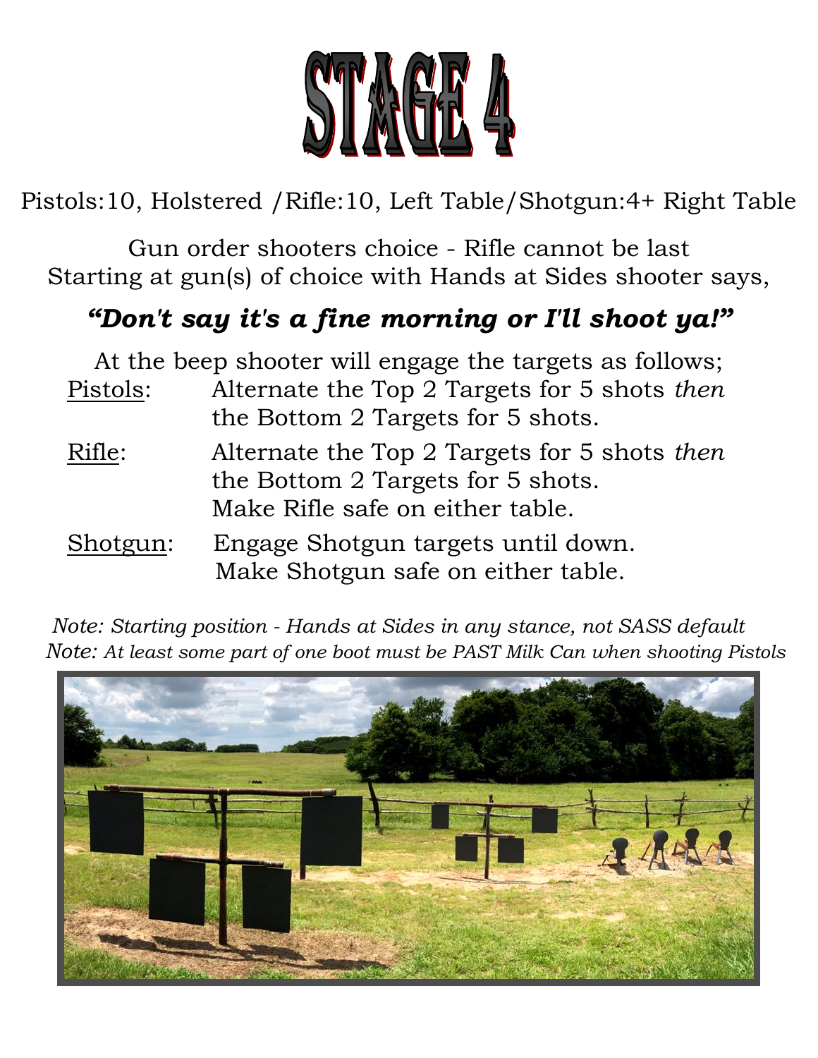# STAGE 4

Pistols:10, Holstered /Rifle:10, Left Table/Shotgun:4+ Right Table

Gun order shooters choice - Rifle cannot be last
Starting at gun(s) of choice with Hands at Sides shooter says,

***"Don't say it's a fine morning or I'll shoot ya!"***

At the beep shooter will engage the targets as follows;

Pistols: Alternate the Top 2 Targets for 5 shots *then* the Bottom 2 Targets for 5 shots.

Rifle: Alternate the Top 2 Targets for 5 shots *then* the Bottom 2 Targets for 5 shots.
Make Rifle safe on either table.

Shotgun: Engage Shotgun targets until down.
Make Shotgun safe on either table.

*Note: Starting position - Hands at Sides in any stance, not SASS default*
*Note: At least some part of one boot must be PAST Milk Can when shooting Pistols*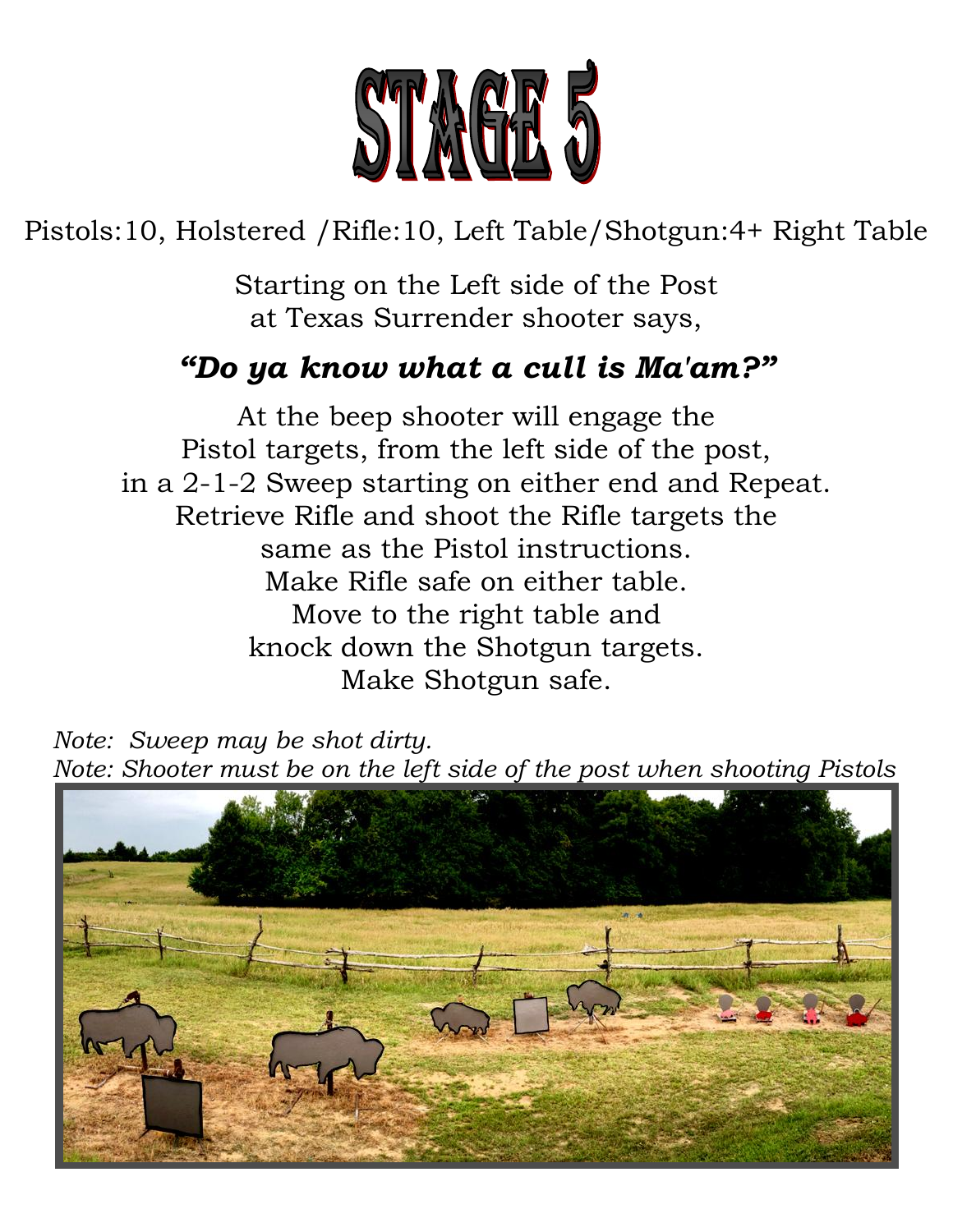# STAGE 5

Pistols:10, Holstered /Rifle:10, Left Table/Shotgun:4+ Right Table

Starting on the Left side of the Post
at Texas Surrender shooter says,

***"Do ya know what a cull is Ma'am?"***

At the beep shooter will engage the
Pistol targets, from the left side of the post,
in a 2-1-2 Sweep starting on either end and Repeat.
Retrieve Rifle and shoot the Rifle targets the
same as the Pistol instructions.
Make Rifle safe on either table.
Move to the right table and
knock down the Shotgun targets.
Make Shotgun safe.

*Note: Sweep may be shot dirty.*
*Note: Shooter must be on the left side of the post when shooting Pistols*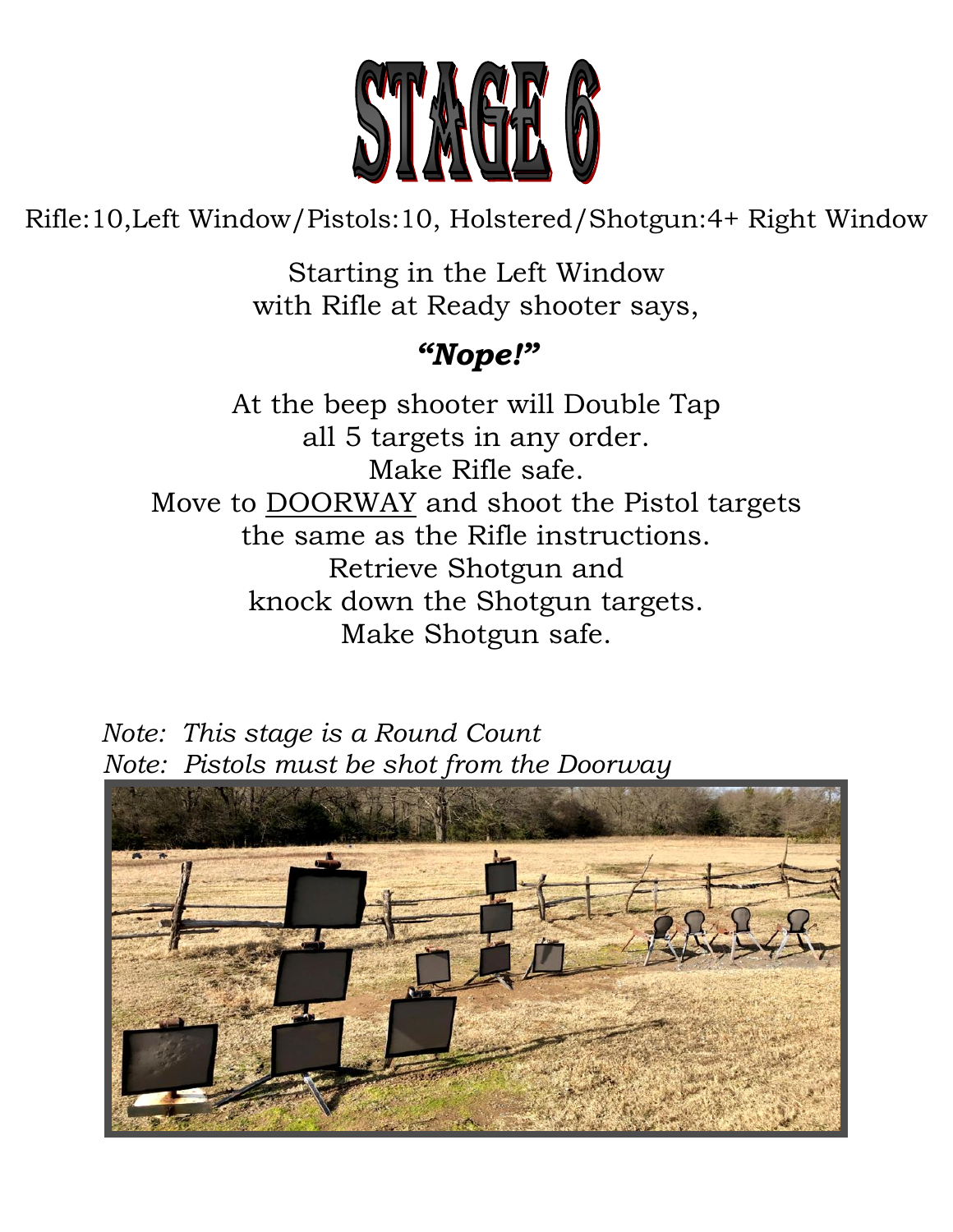# STAGE 6

Rifle:10,Left Window/Pistols:10, Holstered/Shotgun:4+ Right Window

Starting in the Left Window
with Rifle at Ready shooter says,

***"Nope!"***

At the beep shooter will Double Tap
all 5 targets in any order.
Make Rifle safe.
Move to <u>DOORWAY</u> and shoot the Pistol targets
the same as the Rifle instructions.
Retrieve Shotgun and
knock down the Shotgun targets.
Make Shotgun safe.

*Note: This stage is a Round Count*
*Note: Pistols must be shot from the Doorway*